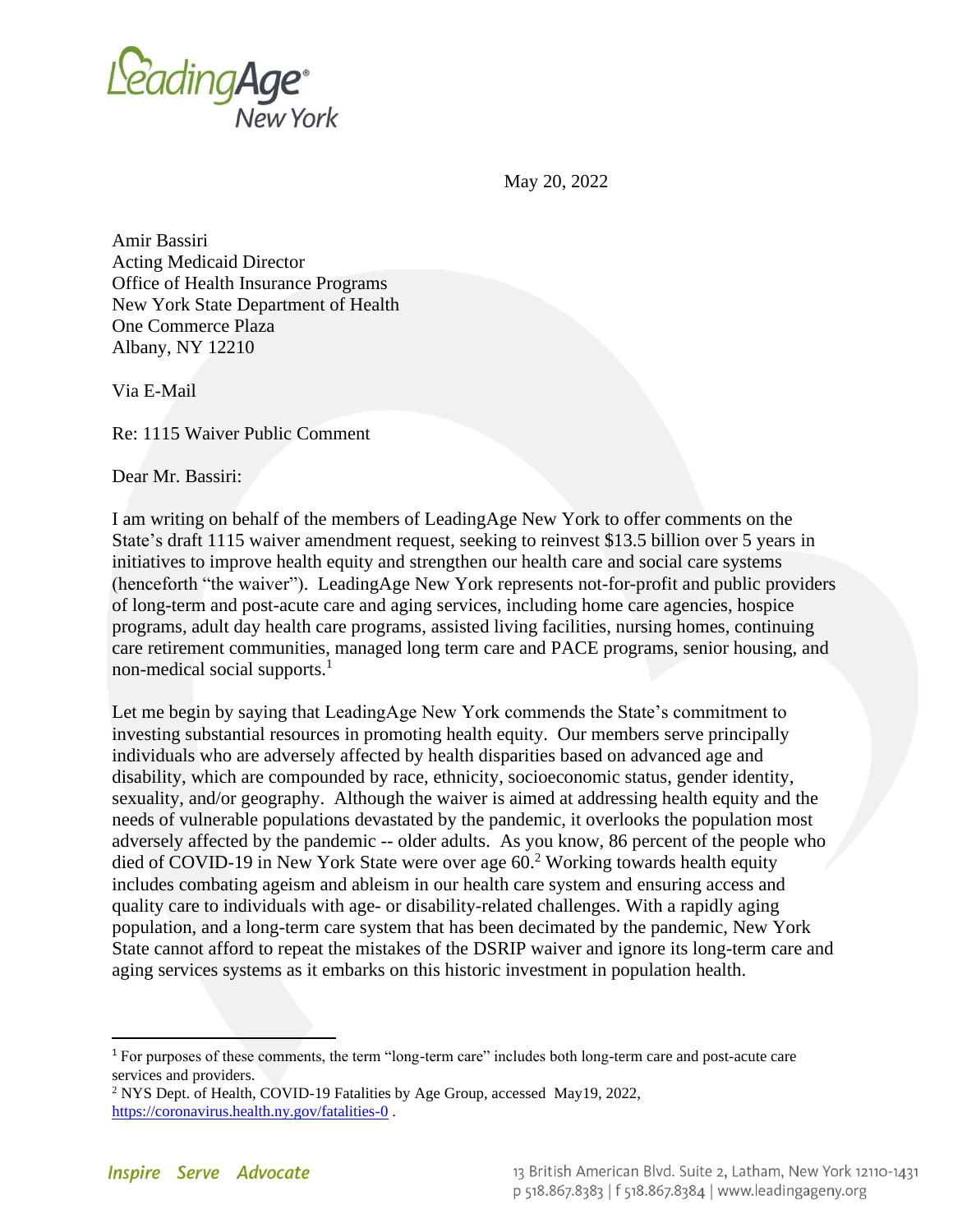May 20, 2022

Amir Bassiri
Acting Medicaid Director
Office of Health Insurance Programs
New York State Department of Health
One Commerce Plaza
Albany, NY 12210

Via E-Mail

Re: 1115 Waiver Public Comment

Dear Mr. Bassiri:

I am writing on behalf of the members of LeadingAge New York to offer comments on the State's draft 1115 waiver amendment request, seeking to reinvest $13.5 billion over 5 years in initiatives to improve health equity and strengthen our health care and social care systems (henceforth "the waiver"). LeadingAge New York represents not-for-profit and public providers of long-term and post-acute care and aging services, including home care agencies, hospice programs, adult day health care programs, assisted living facilities, nursing homes, continuing care retirement communities, managed long term care and PACE programs, senior housing, and non-medical social supports.[1]

Let me begin by saying that LeadingAge New York commends the State's commitment to investing substantial resources in promoting health equity. Our members serve principally individuals who are adversely affected by health disparities based on advanced age and disability, which are compounded by race, ethnicity, socioeconomic status, gender identity, sexuality, and/or geography. Although the waiver is aimed at addressing health equity and the needs of vulnerable populations devastated by the pandemic, it overlooks the population most adversely affected by the pandemic -- older adults. As you know, 86 percent of the people who died of COVID-19 in New York State were over age 60.[2] Working towards health equity includes combating ageism and ableism in our health care system and ensuring access and quality care to individuals with age- or disability-related challenges. With a rapidly aging population, and a long-term care system that has been decimated by the pandemic, New York State cannot afford to repeat the mistakes of the DSRIP waiver and ignore its long-term care and aging services systems as it embarks on this historic investment in population health.

[1] For purposes of these comments, the term "long-term care" includes both long-term care and post-acute care services and providers.

[2] NYS Dept. of Health, COVID-19 Fatalities by Age Group, accessed May19, 2022, https://coronavirus.health.ny.gov/fatalities-0 .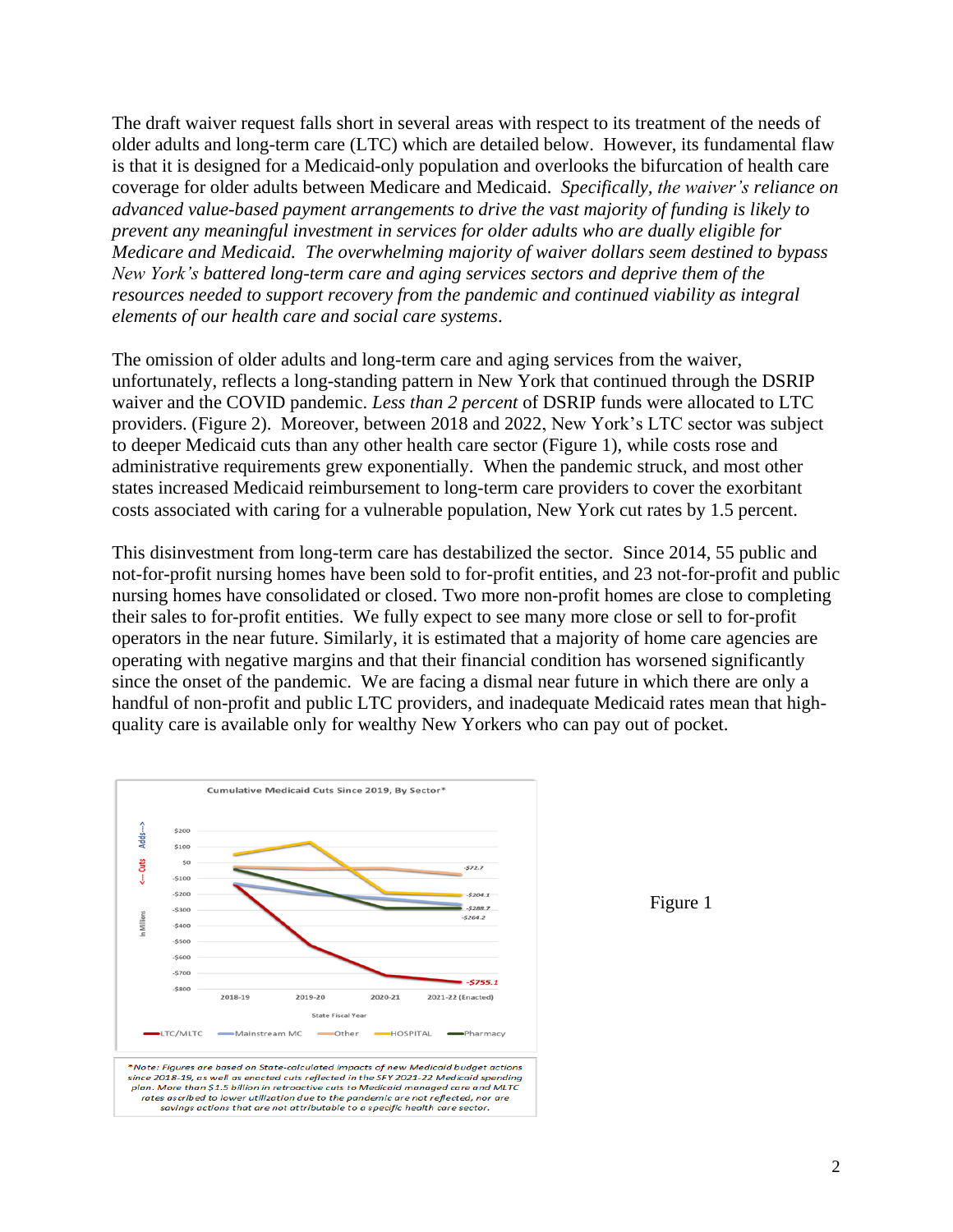The draft waiver request falls short in several areas with respect to its treatment of the needs of older adults and long-term care (LTC) which are detailed below. However, its fundamental flaw is that it is designed for a Medicaid-only population and overlooks the bifurcation of health care coverage for older adults between Medicare and Medicaid. *Specifically, the waiver's reliance on advanced value-based payment arrangements to drive the vast majority of funding is likely to prevent any meaningful investment in services for older adults who are dually eligible for Medicare and Medicaid. The overwhelming majority of waiver dollars seem destined to bypass New York's battered long-term care and aging services sectors and deprive them of the resources needed to support recovery from the pandemic and continued viability as integral elements of our health care and social care systems*.

The omission of older adults and long-term care and aging services from the waiver, unfortunately, reflects a long-standing pattern in New York that continued through the DSRIP waiver and the COVID pandemic. *Less than 2 percent* of DSRIP funds were allocated to LTC providers. (Figure 2). Moreover, between 2018 and 2022, New York's LTC sector was subject to deeper Medicaid cuts than any other health care sector (Figure 1), while costs rose and administrative requirements grew exponentially. When the pandemic struck, and most other states increased Medicaid reimbursement to long-term care providers to cover the exorbitant costs associated with caring for a vulnerable population, New York cut rates by 1.5 percent.

This disinvestment from long-term care has destabilized the sector. Since 2014, 55 public and not-for-profit nursing homes have been sold to for-profit entities, and 23 not-for-profit and public nursing homes have consolidated or closed. Two more non-profit homes are close to completing their sales to for-profit entities. We fully expect to see many more close or sell to for-profit operators in the near future. Similarly, it is estimated that a majority of home care agencies are operating with negative margins and that their financial condition has worsened significantly since the onset of the pandemic. We are facing a dismal near future in which there are only a handful of non-profit and public LTC providers, and inadequate Medicaid rates mean that high-quality care is available only for wealthy New Yorkers who can pay out of pocket.

Cumulative Medicaid Cuts Since 2019, By Sector*

*Note: Figures are based on State-calculated impacts of new Medicaid budget actions since 2018-19, as well as enacted cuts reflected in the SFY 2021-22 Medicaid spending plan. More than $1.5 billion in retroactive cuts to Medicaid managed care and MLTC rates ascribed to lower utilization due to the pandemic are not reflected, nor are savings actions that are not attributable to a specific health care sector.

Figure 1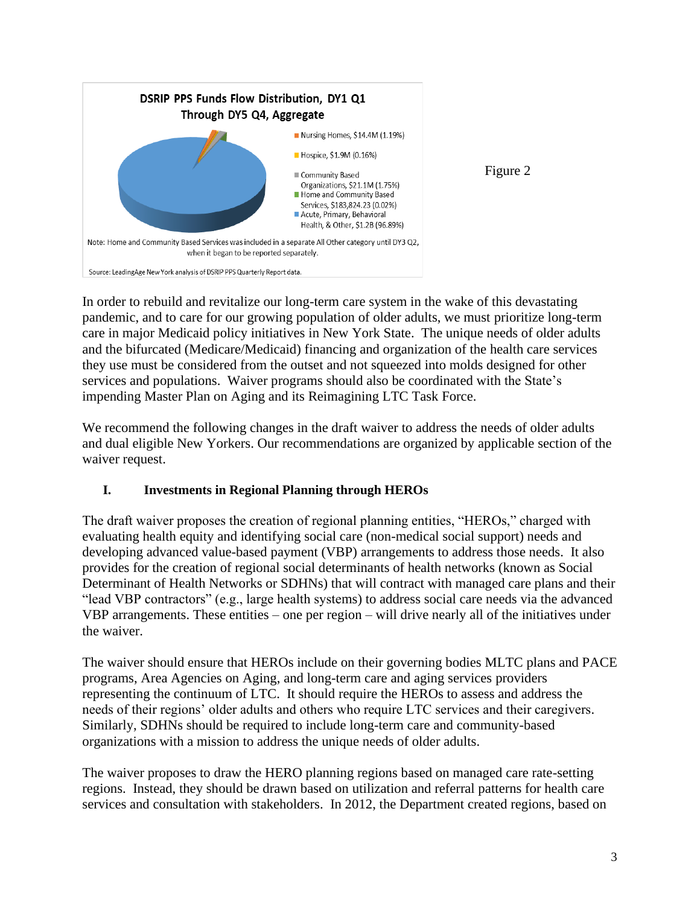**DSRIP PPS Funds Flow Distribution, DY1 Q1 Through DY5 Q4, Aggregate**

- Nursing Homes, $14.4M (1.19%)
- Hospice, $1.9M (0.16%)
- Community Based Organizations, $21.1M (1.75%)
- Home and Community Based Services, $183,824.23 (0.02%)
- Acute, Primary, Behavioral Health, & Other, $1.2B (96.89%)

Note: Home and Community Based Services was included in a separate All Other category until DY3 Q2, when it began to be reported separately.

Source: LeadingAge New York analysis of DSRIP PPS Quarterly Report data.

Figure 2

In order to rebuild and revitalize our long-term care system in the wake of this devastating pandemic, and to care for our growing population of older adults, we must prioritize long-term care in major Medicaid policy initiatives in New York State. The unique needs of older adults and the bifurcated (Medicare/Medicaid) financing and organization of the health care services they use must be considered from the outset and not squeezed into molds designed for other services and populations. Waiver programs should also be coordinated with the State's impending Master Plan on Aging and its Reimagining LTC Task Force.

We recommend the following changes in the draft waiver to address the needs of older adults and dual eligible New Yorkers. Our recommendations are organized by applicable section of the waiver request.

## I. Investments in Regional Planning through HEROs

The draft waiver proposes the creation of regional planning entities, "HEROs," charged with evaluating health equity and identifying social care (non-medical social support) needs and developing advanced value-based payment (VBP) arrangements to address those needs. It also provides for the creation of regional social determinants of health networks (known as Social Determinant of Health Networks or SDHNs) that will contract with managed care plans and their "lead VBP contractors" (e.g., large health systems) to address social care needs via the advanced VBP arrangements. These entities – one per region – will drive nearly all of the initiatives under the waiver.

The waiver should ensure that HEROs include on their governing bodies MLTC plans and PACE programs, Area Agencies on Aging, and long-term care and aging services providers representing the continuum of LTC. It should require the HEROs to assess and address the needs of their regions' older adults and others who require LTC services and their caregivers. Similarly, SDHNs should be required to include long-term care and community-based organizations with a mission to address the unique needs of older adults.

The waiver proposes to draw the HERO planning regions based on managed care rate-setting regions. Instead, they should be drawn based on utilization and referral patterns for health care services and consultation with stakeholders. In 2012, the Department created regions, based on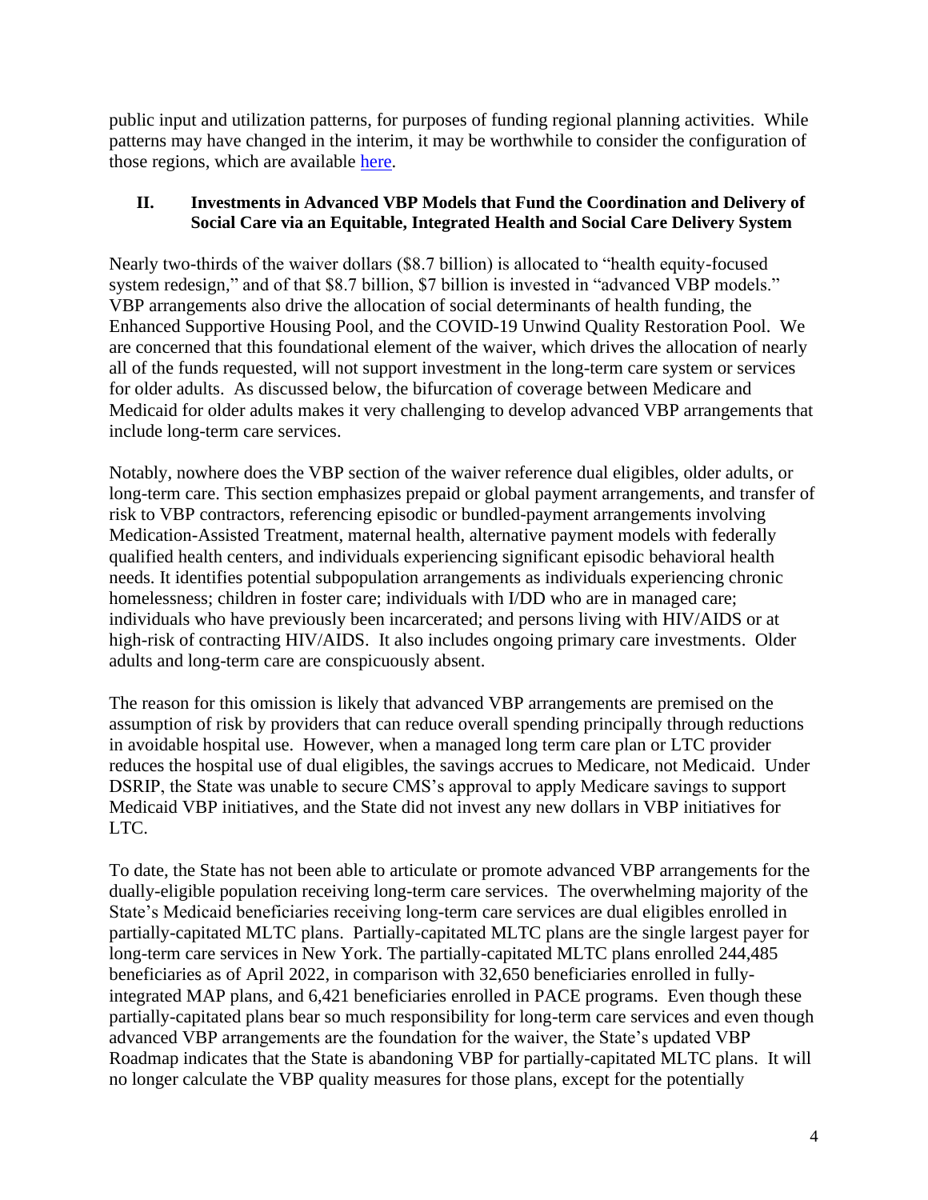public input and utilization patterns, for purposes of funding regional planning activities. While patterns may have changed in the interim, it may be worthwhile to consider the configuration of those regions, which are available [here](#).

## II. Investments in Advanced VBP Models that Fund the Coordination and Delivery of Social Care via an Equitable, Integrated Health and Social Care Delivery System

Nearly two-thirds of the waiver dollars ($8.7 billion) is allocated to "health equity-focused system redesign," and of that $8.7 billion, $7 billion is invested in "advanced VBP models." VBP arrangements also drive the allocation of social determinants of health funding, the Enhanced Supportive Housing Pool, and the COVID-19 Unwind Quality Restoration Pool. We are concerned that this foundational element of the waiver, which drives the allocation of nearly all of the funds requested, will not support investment in the long-term care system or services for older adults. As discussed below, the bifurcation of coverage between Medicare and Medicaid for older adults makes it very challenging to develop advanced VBP arrangements that include long-term care services.

Notably, nowhere does the VBP section of the waiver reference dual eligibles, older adults, or long-term care. This section emphasizes prepaid or global payment arrangements, and transfer of risk to VBP contractors, referencing episodic or bundled-payment arrangements involving Medication-Assisted Treatment, maternal health, alternative payment models with federally qualified health centers, and individuals experiencing significant episodic behavioral health needs. It identifies potential subpopulation arrangements as individuals experiencing chronic homelessness; children in foster care; individuals with I/DD who are in managed care; individuals who have previously been incarcerated; and persons living with HIV/AIDS or at high-risk of contracting HIV/AIDS. It also includes ongoing primary care investments. Older adults and long-term care are conspicuously absent.

The reason for this omission is likely that advanced VBP arrangements are premised on the assumption of risk by providers that can reduce overall spending principally through reductions in avoidable hospital use. However, when a managed long term care plan or LTC provider reduces the hospital use of dual eligibles, the savings accrues to Medicare, not Medicaid. Under DSRIP, the State was unable to secure CMS's approval to apply Medicare savings to support Medicaid VBP initiatives, and the State did not invest any new dollars in VBP initiatives for LTC.

To date, the State has not been able to articulate or promote advanced VBP arrangements for the dually-eligible population receiving long-term care services. The overwhelming majority of the State's Medicaid beneficiaries receiving long-term care services are dual eligibles enrolled in partially-capitated MLTC plans. Partially-capitated MLTC plans are the single largest payer for long-term care services in New York. The partially-capitated MLTC plans enrolled 244,485 beneficiaries as of April 2022, in comparison with 32,650 beneficiaries enrolled in fully-integrated MAP plans, and 6,421 beneficiaries enrolled in PACE programs. Even though these partially-capitated plans bear so much responsibility for long-term care services and even though advanced VBP arrangements are the foundation for the waiver, the State's updated VBP Roadmap indicates that the State is abandoning VBP for partially-capitated MLTC plans. It will no longer calculate the VBP quality measures for those plans, except for the potentially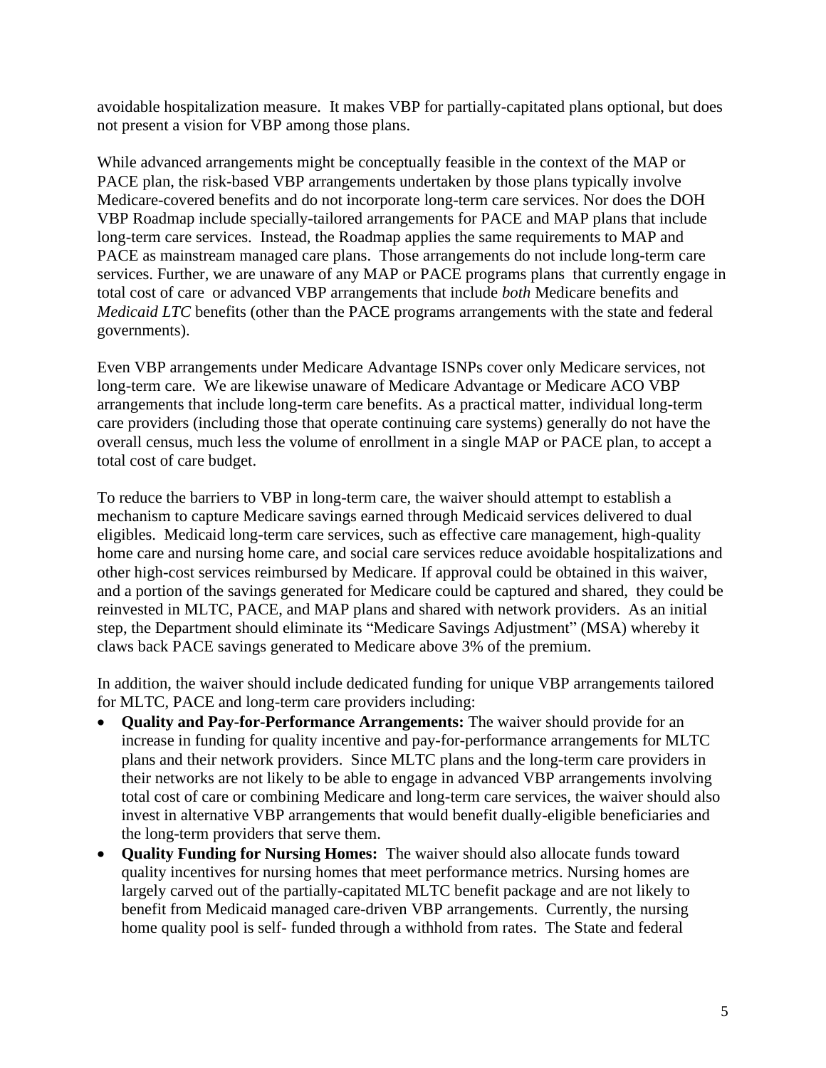avoidable hospitalization measure. It makes VBP for partially-capitated plans optional, but does not present a vision for VBP among those plans.

While advanced arrangements might be conceptually feasible in the context of the MAP or PACE plan, the risk-based VBP arrangements undertaken by those plans typically involve Medicare-covered benefits and do not incorporate long-term care services. Nor does the DOH VBP Roadmap include specially-tailored arrangements for PACE and MAP plans that include long-term care services. Instead, the Roadmap applies the same requirements to MAP and PACE as mainstream managed care plans. Those arrangements do not include long-term care services. Further, we are unaware of any MAP or PACE programs plans that currently engage in total cost of care or advanced VBP arrangements that include *both* Medicare benefits and *Medicaid LTC* benefits (other than the PACE programs arrangements with the state and federal governments).

Even VBP arrangements under Medicare Advantage ISNPs cover only Medicare services, not long-term care. We are likewise unaware of Medicare Advantage or Medicare ACO VBP arrangements that include long-term care benefits. As a practical matter, individual long-term care providers (including those that operate continuing care systems) generally do not have the overall census, much less the volume of enrollment in a single MAP or PACE plan, to accept a total cost of care budget.

To reduce the barriers to VBP in long-term care, the waiver should attempt to establish a mechanism to capture Medicare savings earned through Medicaid services delivered to dual eligibles. Medicaid long-term care services, such as effective care management, high-quality home care and nursing home care, and social care services reduce avoidable hospitalizations and other high-cost services reimbursed by Medicare. If approval could be obtained in this waiver, and a portion of the savings generated for Medicare could be captured and shared, they could be reinvested in MLTC, PACE, and MAP plans and shared with network providers. As an initial step, the Department should eliminate its "Medicare Savings Adjustment" (MSA) whereby it claws back PACE savings generated to Medicare above 3% of the premium.

In addition, the waiver should include dedicated funding for unique VBP arrangements tailored for MLTC, PACE and long-term care providers including:

- **Quality and Pay-for-Performance Arrangements:** The waiver should provide for an increase in funding for quality incentive and pay-for-performance arrangements for MLTC plans and their network providers. Since MLTC plans and the long-term care providers in their networks are not likely to be able to engage in advanced VBP arrangements involving total cost of care or combining Medicare and long-term care services, the waiver should also invest in alternative VBP arrangements that would benefit dually-eligible beneficiaries and the long-term providers that serve them.
- **Quality Funding for Nursing Homes:** The waiver should also allocate funds toward quality incentives for nursing homes that meet performance metrics. Nursing homes are largely carved out of the partially-capitated MLTC benefit package and are not likely to benefit from Medicaid managed care-driven VBP arrangements. Currently, the nursing home quality pool is self- funded through a withhold from rates. The State and federal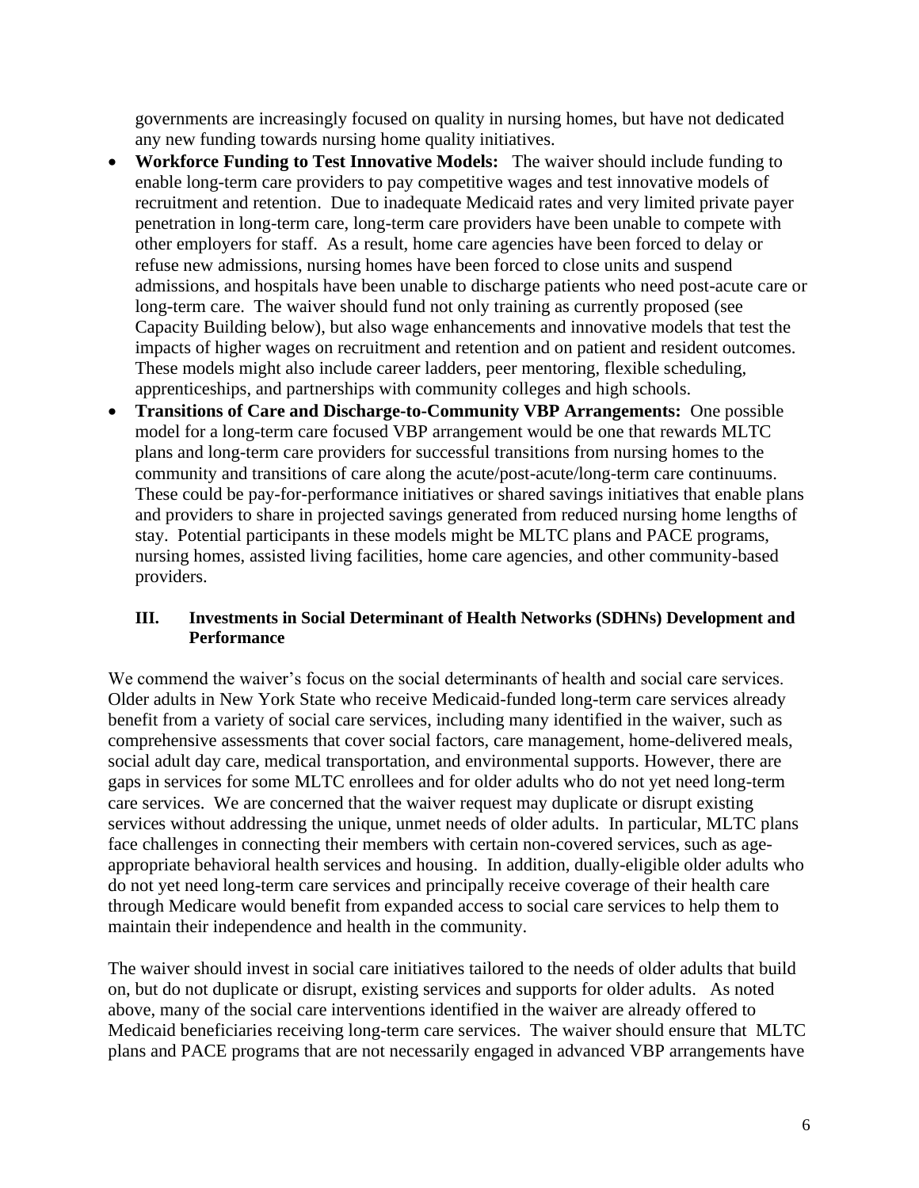governments are increasingly focused on quality in nursing homes, but have not dedicated any new funding towards nursing home quality initiatives.

- **Workforce Funding to Test Innovative Models:** The waiver should include funding to enable long-term care providers to pay competitive wages and test innovative models of recruitment and retention. Due to inadequate Medicaid rates and very limited private payer penetration in long-term care, long-term care providers have been unable to compete with other employers for staff. As a result, home care agencies have been forced to delay or refuse new admissions, nursing homes have been forced to close units and suspend admissions, and hospitals have been unable to discharge patients who need post-acute care or long-term care. The waiver should fund not only training as currently proposed (see Capacity Building below), but also wage enhancements and innovative models that test the impacts of higher wages on recruitment and retention and on patient and resident outcomes. These models might also include career ladders, peer mentoring, flexible scheduling, apprenticeships, and partnerships with community colleges and high schools.
- **Transitions of Care and Discharge-to-Community VBP Arrangements:** One possible model for a long-term care focused VBP arrangement would be one that rewards MLTC plans and long-term care providers for successful transitions from nursing homes to the community and transitions of care along the acute/post-acute/long-term care continuums. These could be pay-for-performance initiatives or shared savings initiatives that enable plans and providers to share in projected savings generated from reduced nursing home lengths of stay. Potential participants in these models might be MLTC plans and PACE programs, nursing homes, assisted living facilities, home care agencies, and other community-based providers.

### III. Investments in Social Determinant of Health Networks (SDHNs) Development and Performance

We commend the waiver's focus on the social determinants of health and social care services. Older adults in New York State who receive Medicaid-funded long-term care services already benefit from a variety of social care services, including many identified in the waiver, such as comprehensive assessments that cover social factors, care management, home-delivered meals, social adult day care, medical transportation, and environmental supports. However, there are gaps in services for some MLTC enrollees and for older adults who do not yet need long-term care services. We are concerned that the waiver request may duplicate or disrupt existing services without addressing the unique, unmet needs of older adults. In particular, MLTC plans face challenges in connecting their members with certain non-covered services, such as age-appropriate behavioral health services and housing. In addition, dually-eligible older adults who do not yet need long-term care services and principally receive coverage of their health care through Medicare would benefit from expanded access to social care services to help them to maintain their independence and health in the community.

The waiver should invest in social care initiatives tailored to the needs of older adults that build on, but do not duplicate or disrupt, existing services and supports for older adults. As noted above, many of the social care interventions identified in the waiver are already offered to Medicaid beneficiaries receiving long-term care services. The waiver should ensure that MLTC plans and PACE programs that are not necessarily engaged in advanced VBP arrangements have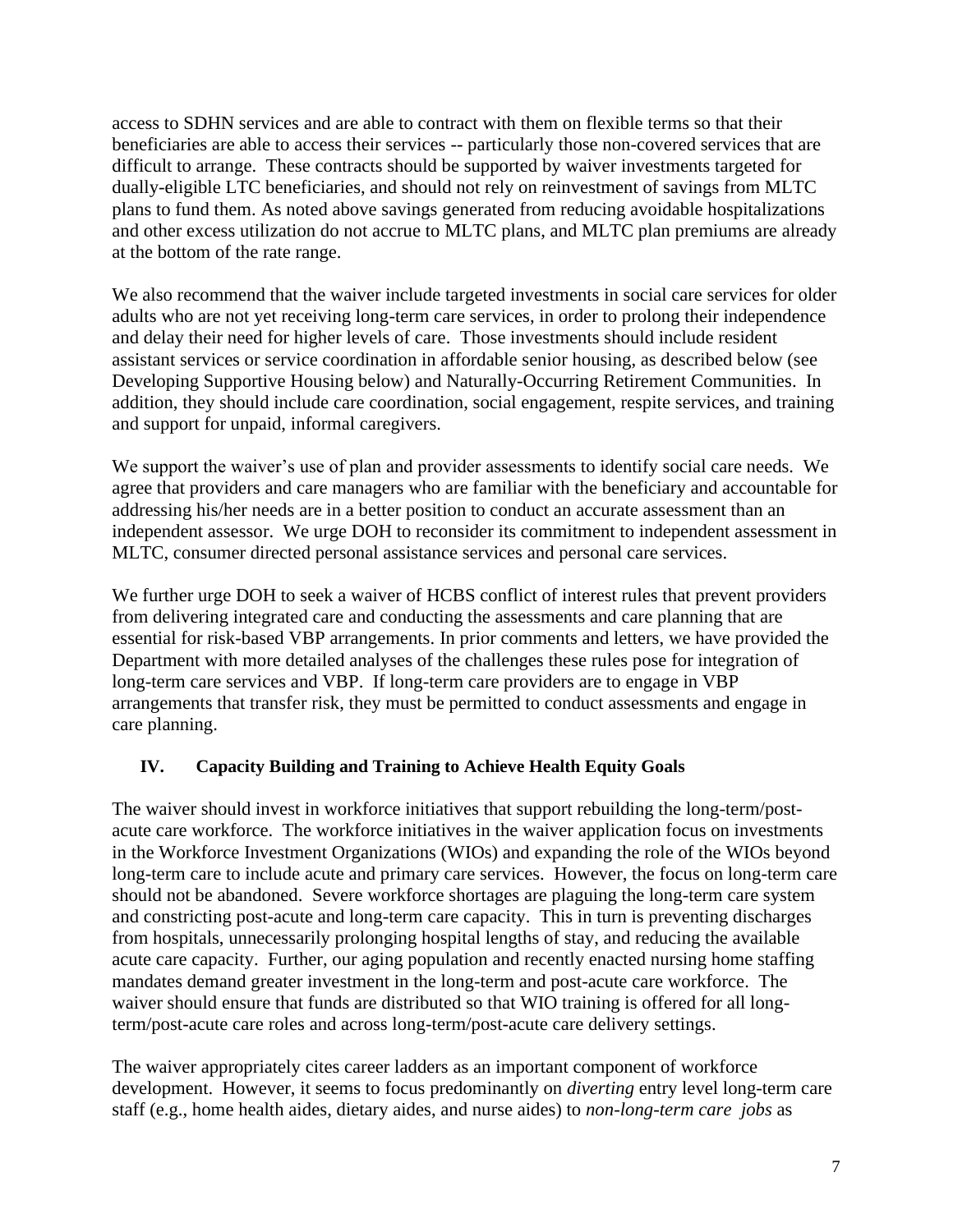access to SDHN services and are able to contract with them on flexible terms so that their beneficiaries are able to access their services -- particularly those non-covered services that are difficult to arrange. These contracts should be supported by waiver investments targeted for dually-eligible LTC beneficiaries, and should not rely on reinvestment of savings from MLTC plans to fund them. As noted above savings generated from reducing avoidable hospitalizations and other excess utilization do not accrue to MLTC plans, and MLTC plan premiums are already at the bottom of the rate range.

We also recommend that the waiver include targeted investments in social care services for older adults who are not yet receiving long-term care services, in order to prolong their independence and delay their need for higher levels of care. Those investments should include resident assistant services or service coordination in affordable senior housing, as described below (see Developing Supportive Housing below) and Naturally-Occurring Retirement Communities. In addition, they should include care coordination, social engagement, respite services, and training and support for unpaid, informal caregivers.

We support the waiver's use of plan and provider assessments to identify social care needs. We agree that providers and care managers who are familiar with the beneficiary and accountable for addressing his/her needs are in a better position to conduct an accurate assessment than an independent assessor. We urge DOH to reconsider its commitment to independent assessment in MLTC, consumer directed personal assistance services and personal care services.

We further urge DOH to seek a waiver of HCBS conflict of interest rules that prevent providers from delivering integrated care and conducting the assessments and care planning that are essential for risk-based VBP arrangements. In prior comments and letters, we have provided the Department with more detailed analyses of the challenges these rules pose for integration of long-term care services and VBP. If long-term care providers are to engage in VBP arrangements that transfer risk, they must be permitted to conduct assessments and engage in care planning.

## IV. Capacity Building and Training to Achieve Health Equity Goals

The waiver should invest in workforce initiatives that support rebuilding the long-term/post-acute care workforce. The workforce initiatives in the waiver application focus on investments in the Workforce Investment Organizations (WIOs) and expanding the role of the WIOs beyond long-term care to include acute and primary care services. However, the focus on long-term care should not be abandoned. Severe workforce shortages are plaguing the long-term care system and constricting post-acute and long-term care capacity. This in turn is preventing discharges from hospitals, unnecessarily prolonging hospital lengths of stay, and reducing the available acute care capacity. Further, our aging population and recently enacted nursing home staffing mandates demand greater investment in the long-term and post-acute care workforce. The waiver should ensure that funds are distributed so that WIO training is offered for all long-term/post-acute care roles and across long-term/post-acute care delivery settings.

The waiver appropriately cites career ladders as an important component of workforce development. However, it seems to focus predominantly on *diverting* entry level long-term care staff (e.g., home health aides, dietary aides, and nurse aides) to *non-long-term care jobs* as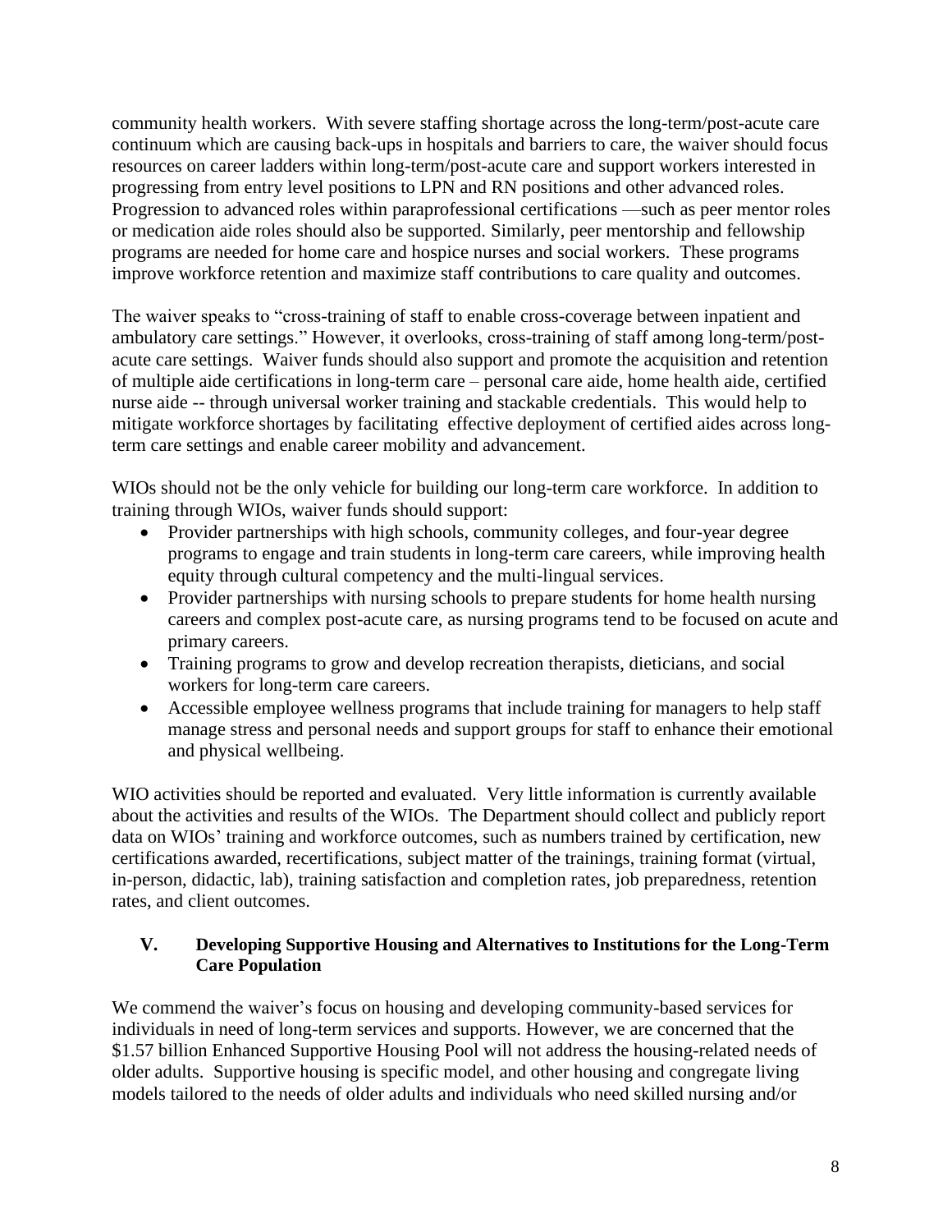community health workers. With severe staffing shortage across the long-term/post-acute care continuum which are causing back-ups in hospitals and barriers to care, the waiver should focus resources on career ladders within long-term/post-acute care and support workers interested in progressing from entry level positions to LPN and RN positions and other advanced roles. Progression to advanced roles within paraprofessional certifications —such as peer mentor roles or medication aide roles should also be supported. Similarly, peer mentorship and fellowship programs are needed for home care and hospice nurses and social workers. These programs improve workforce retention and maximize staff contributions to care quality and outcomes.

The waiver speaks to "cross-training of staff to enable cross-coverage between inpatient and ambulatory care settings." However, it overlooks, cross-training of staff among long-term/post-acute care settings. Waiver funds should also support and promote the acquisition and retention of multiple aide certifications in long-term care – personal care aide, home health aide, certified nurse aide -- through universal worker training and stackable credentials. This would help to mitigate workforce shortages by facilitating effective deployment of certified aides across long-term care settings and enable career mobility and advancement.

WIOs should not be the only vehicle for building our long-term care workforce. In addition to training through WIOs, waiver funds should support:

- Provider partnerships with high schools, community colleges, and four-year degree programs to engage and train students in long-term care careers, while improving health equity through cultural competency and the multi-lingual services.
- Provider partnerships with nursing schools to prepare students for home health nursing careers and complex post-acute care, as nursing programs tend to be focused on acute and primary careers.
- Training programs to grow and develop recreation therapists, dieticians, and social workers for long-term care careers.
- Accessible employee wellness programs that include training for managers to help staff manage stress and personal needs and support groups for staff to enhance their emotional and physical wellbeing.

WIO activities should be reported and evaluated. Very little information is currently available about the activities and results of the WIOs. The Department should collect and publicly report data on WIOs' training and workforce outcomes, such as numbers trained by certification, new certifications awarded, recertifications, subject matter of the trainings, training format (virtual, in-person, didactic, lab), training satisfaction and completion rates, job preparedness, retention rates, and client outcomes.

## V. Developing Supportive Housing and Alternatives to Institutions for the Long-Term Care Population

We commend the waiver's focus on housing and developing community-based services for individuals in need of long-term services and supports. However, we are concerned that the $1.57 billion Enhanced Supportive Housing Pool will not address the housing-related needs of older adults. Supportive housing is specific model, and other housing and congregate living models tailored to the needs of older adults and individuals who need skilled nursing and/or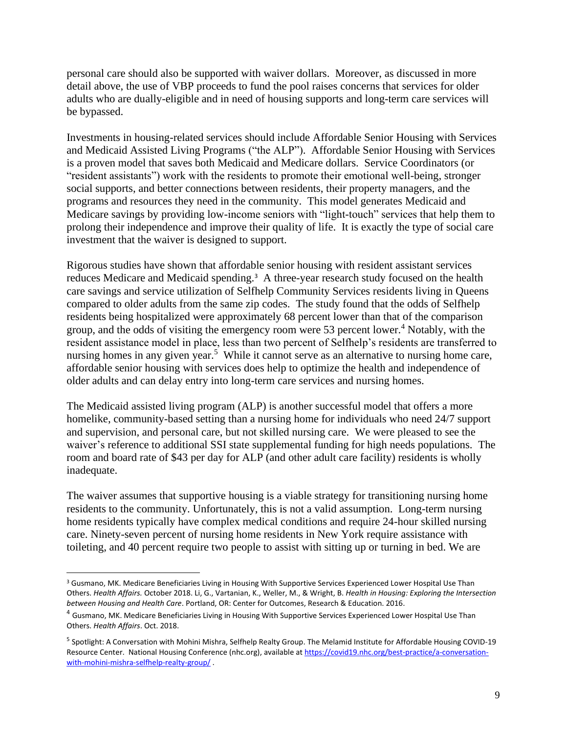personal care should also be supported with waiver dollars. Moreover, as discussed in more detail above, the use of VBP proceeds to fund the pool raises concerns that services for older adults who are dually-eligible and in need of housing supports and long-term care services will be bypassed.

Investments in housing-related services should include Affordable Senior Housing with Services and Medicaid Assisted Living Programs ("the ALP"). Affordable Senior Housing with Services is a proven model that saves both Medicaid and Medicare dollars. Service Coordinators (or "resident assistants") work with the residents to promote their emotional well-being, stronger social supports, and better connections between residents, their property managers, and the programs and resources they need in the community. This model generates Medicaid and Medicare savings by providing low-income seniors with "light-touch" services that help them to prolong their independence and improve their quality of life. It is exactly the type of social care investment that the waiver is designed to support.

Rigorous studies have shown that affordable senior housing with resident assistant services reduces Medicare and Medicaid spending.[3] A three-year research study focused on the health care savings and service utilization of Selfhelp Community Services residents living in Queens compared to older adults from the same zip codes. The study found that the odds of Selfhelp residents being hospitalized were approximately 68 percent lower than that of the comparison group, and the odds of visiting the emergency room were 53 percent lower.[4] Notably, with the resident assistance model in place, less than two percent of Selfhelp's residents are transferred to nursing homes in any given year.[5] While it cannot serve as an alternative to nursing home care, affordable senior housing with services does help to optimize the health and independence of older adults and can delay entry into long-term care services and nursing homes.

The Medicaid assisted living program (ALP) is another successful model that offers a more homelike, community-based setting than a nursing home for individuals who need 24/7 support and supervision, and personal care, but not skilled nursing care. We were pleased to see the waiver's reference to additional SSI state supplemental funding for high needs populations. The room and board rate of $43 per day for ALP (and other adult care facility) residents is wholly inadequate.

The waiver assumes that supportive housing is a viable strategy for transitioning nursing home residents to the community. Unfortunately, this is not a valid assumption. Long-term nursing home residents typically have complex medical conditions and require 24-hour skilled nursing care. Ninety-seven percent of nursing home residents in New York require assistance with toileting, and 40 percent require two people to assist with sitting up or turning in bed. We are

---

[3] Gusmano, MK. Medicare Beneficiaries Living in Housing With Supportive Services Experienced Lower Hospital Use Than Others. *Health Affairs.* October 2018. Li, G., Vartanian, K., Weller, M., & Wright, B. *Health in Housing: Exploring the Intersection between Housing and Health Care*. Portland, OR: Center for Outcomes, Research & Education. 2016.

[4] Gusmano, MK. Medicare Beneficiaries Living in Housing With Supportive Services Experienced Lower Hospital Use Than Others. *Health Affairs*. Oct. 2018.

[5] Spotlight: A Conversation with Mohini Mishra, Selfhelp Realty Group. The Melamid Institute for Affordable Housing COVID-19 Resource Center. National Housing Conference (nhc.org), available at https://covid19.nhc.org/best-practice/a-conversation-with-mohini-mishra-selfhelp-realty-group/ .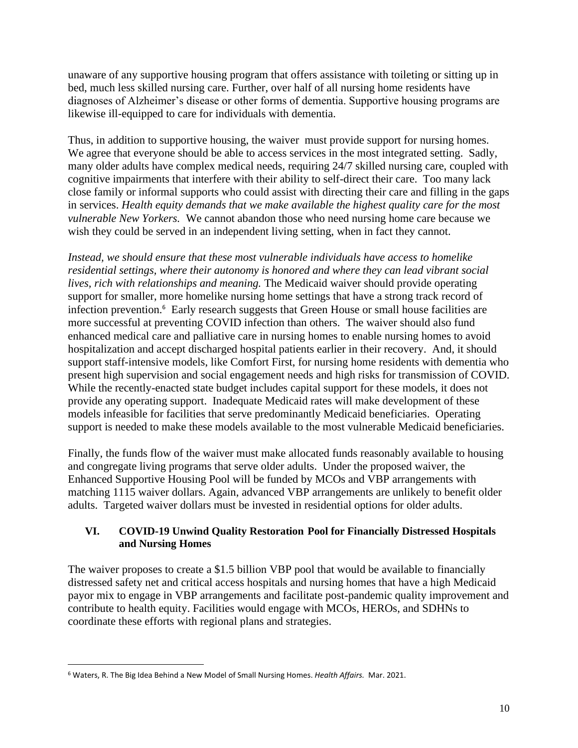unaware of any supportive housing program that offers assistance with toileting or sitting up in bed, much less skilled nursing care. Further, over half of all nursing home residents have diagnoses of Alzheimer's disease or other forms of dementia. Supportive housing programs are likewise ill-equipped to care for individuals with dementia.

Thus, in addition to supportive housing, the waiver must provide support for nursing homes. We agree that everyone should be able to access services in the most integrated setting. Sadly, many older adults have complex medical needs, requiring 24/7 skilled nursing care, coupled with cognitive impairments that interfere with their ability to self-direct their care. Too many lack close family or informal supports who could assist with directing their care and filling in the gaps in services. *Health equity demands that we make available the highest quality care for the most vulnerable New Yorkers.* We cannot abandon those who need nursing home care because we wish they could be served in an independent living setting, when in fact they cannot.

*Instead, we should ensure that these most vulnerable individuals have access to homelike residential settings, where their autonomy is honored and where they can lead vibrant social lives, rich with relationships and meaning.* The Medicaid waiver should provide operating support for smaller, more homelike nursing home settings that have a strong track record of infection prevention.[6] Early research suggests that Green House or small house facilities are more successful at preventing COVID infection than others. The waiver should also fund enhanced medical care and palliative care in nursing homes to enable nursing homes to avoid hospitalization and accept discharged hospital patients earlier in their recovery. And, it should support staff-intensive models, like Comfort First, for nursing home residents with dementia who present high supervision and social engagement needs and high risks for transmission of COVID. While the recently-enacted state budget includes capital support for these models, it does not provide any operating support. Inadequate Medicaid rates will make development of these models infeasible for facilities that serve predominantly Medicaid beneficiaries. Operating support is needed to make these models available to the most vulnerable Medicaid beneficiaries.

Finally, the funds flow of the waiver must make allocated funds reasonably available to housing and congregate living programs that serve older adults. Under the proposed waiver, the Enhanced Supportive Housing Pool will be funded by MCOs and VBP arrangements with matching 1115 waiver dollars. Again, advanced VBP arrangements are unlikely to benefit older adults. Targeted waiver dollars must be invested in residential options for older adults.

## VI. COVID-19 Unwind Quality Restoration Pool for Financially Distressed Hospitals and Nursing Homes

The waiver proposes to create a $1.5 billion VBP pool that would be available to financially distressed safety net and critical access hospitals and nursing homes that have a high Medicaid payor mix to engage in VBP arrangements and facilitate post-pandemic quality improvement and contribute to health equity. Facilities would engage with MCOs, HEROs, and SDHNs to coordinate these efforts with regional plans and strategies.

---

[6] Waters, R. The Big Idea Behind a New Model of Small Nursing Homes. *Health Affairs.* Mar. 2021.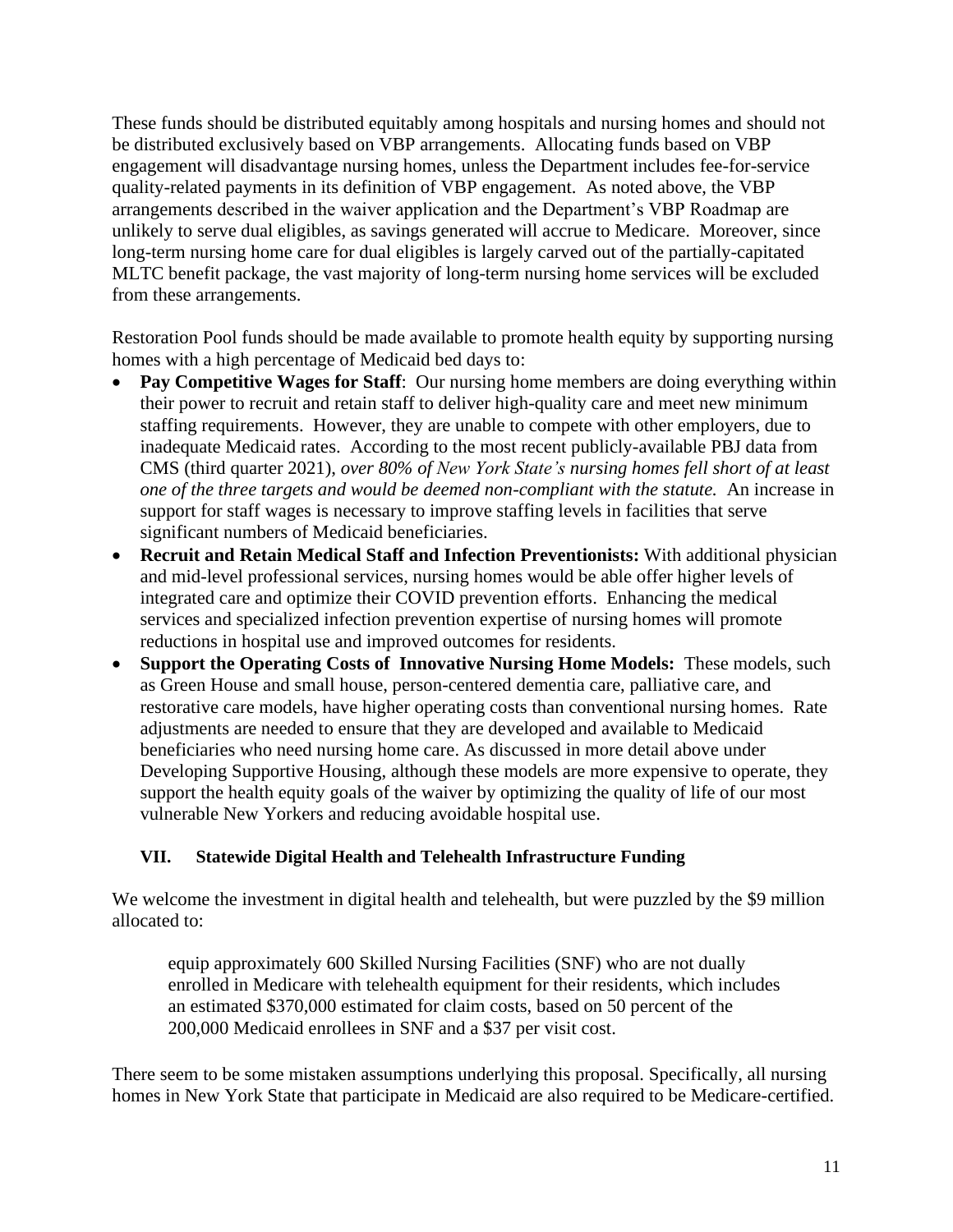These funds should be distributed equitably among hospitals and nursing homes and should not be distributed exclusively based on VBP arrangements. Allocating funds based on VBP engagement will disadvantage nursing homes, unless the Department includes fee-for-service quality-related payments in its definition of VBP engagement. As noted above, the VBP arrangements described in the waiver application and the Department's VBP Roadmap are unlikely to serve dual eligibles, as savings generated will accrue to Medicare. Moreover, since long-term nursing home care for dual eligibles is largely carved out of the partially-capitated MLTC benefit package, the vast majority of long-term nursing home services will be excluded from these arrangements.

Restoration Pool funds should be made available to promote health equity by supporting nursing homes with a high percentage of Medicaid bed days to:

- **Pay Competitive Wages for Staff**: Our nursing home members are doing everything within their power to recruit and retain staff to deliver high-quality care and meet new minimum staffing requirements. However, they are unable to compete with other employers, due to inadequate Medicaid rates. According to the most recent publicly-available PBJ data from CMS (third quarter 2021), *over 80% of New York State's nursing homes fell short of at least one of the three targets and would be deemed non-compliant with the statute.* An increase in support for staff wages is necessary to improve staffing levels in facilities that serve significant numbers of Medicaid beneficiaries.
- **Recruit and Retain Medical Staff and Infection Preventionists:** With additional physician and mid-level professional services, nursing homes would be able offer higher levels of integrated care and optimize their COVID prevention efforts. Enhancing the medical services and specialized infection prevention expertise of nursing homes will promote reductions in hospital use and improved outcomes for residents.
- **Support the Operating Costs of Innovative Nursing Home Models:** These models, such as Green House and small house, person-centered dementia care, palliative care, and restorative care models, have higher operating costs than conventional nursing homes. Rate adjustments are needed to ensure that they are developed and available to Medicaid beneficiaries who need nursing home care. As discussed in more detail above under Developing Supportive Housing, although these models are more expensive to operate, they support the health equity goals of the waiver by optimizing the quality of life of our most vulnerable New Yorkers and reducing avoidable hospital use.

## VII. Statewide Digital Health and Telehealth Infrastructure Funding

We welcome the investment in digital health and telehealth, but were puzzled by the $9 million allocated to:

> equip approximately 600 Skilled Nursing Facilities (SNF) who are not dually enrolled in Medicare with telehealth equipment for their residents, which includes an estimated $370,000 estimated for claim costs, based on 50 percent of the 200,000 Medicaid enrollees in SNF and a $37 per visit cost.

There seem to be some mistaken assumptions underlying this proposal. Specifically, all nursing homes in New York State that participate in Medicaid are also required to be Medicare-certified.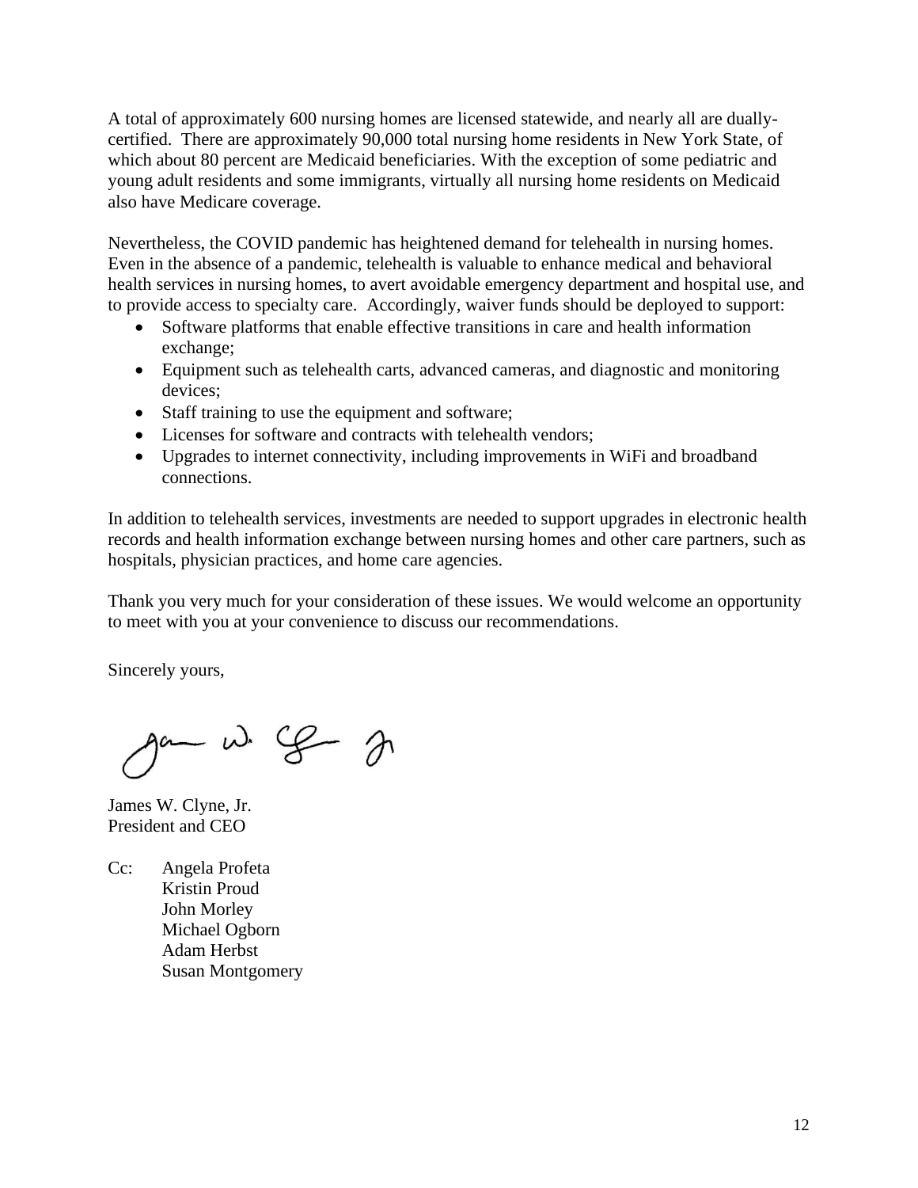A total of approximately 600 nursing homes are licensed statewide, and nearly all are dually-certified. There are approximately 90,000 total nursing home residents in New York State, of which about 80 percent are Medicaid beneficiaries. With the exception of some pediatric and young adult residents and some immigrants, virtually all nursing home residents on Medicaid also have Medicare coverage.

Nevertheless, the COVID pandemic has heightened demand for telehealth in nursing homes. Even in the absence of a pandemic, telehealth is valuable to enhance medical and behavioral health services in nursing homes, to avert avoidable emergency department and hospital use, and to provide access to specialty care. Accordingly, waiver funds should be deployed to support:

- Software platforms that enable effective transitions in care and health information exchange;
- Equipment such as telehealth carts, advanced cameras, and diagnostic and monitoring devices;
- Staff training to use the equipment and software;
- Licenses for software and contracts with telehealth vendors;
- Upgrades to internet connectivity, including improvements in WiFi and broadband connections.

In addition to telehealth services, investments are needed to support upgrades in electronic health records and health information exchange between nursing homes and other care partners, such as hospitals, physician practices, and home care agencies.

Thank you very much for your consideration of these issues. We would welcome an opportunity to meet with you at your convenience to discuss our recommendations.

Sincerely yours,

James W. Clyne, Jr.
President and CEO

Cc: Angela Profeta
Kristin Proud
John Morley
Michael Ogborn
Adam Herbst
Susan Montgomery